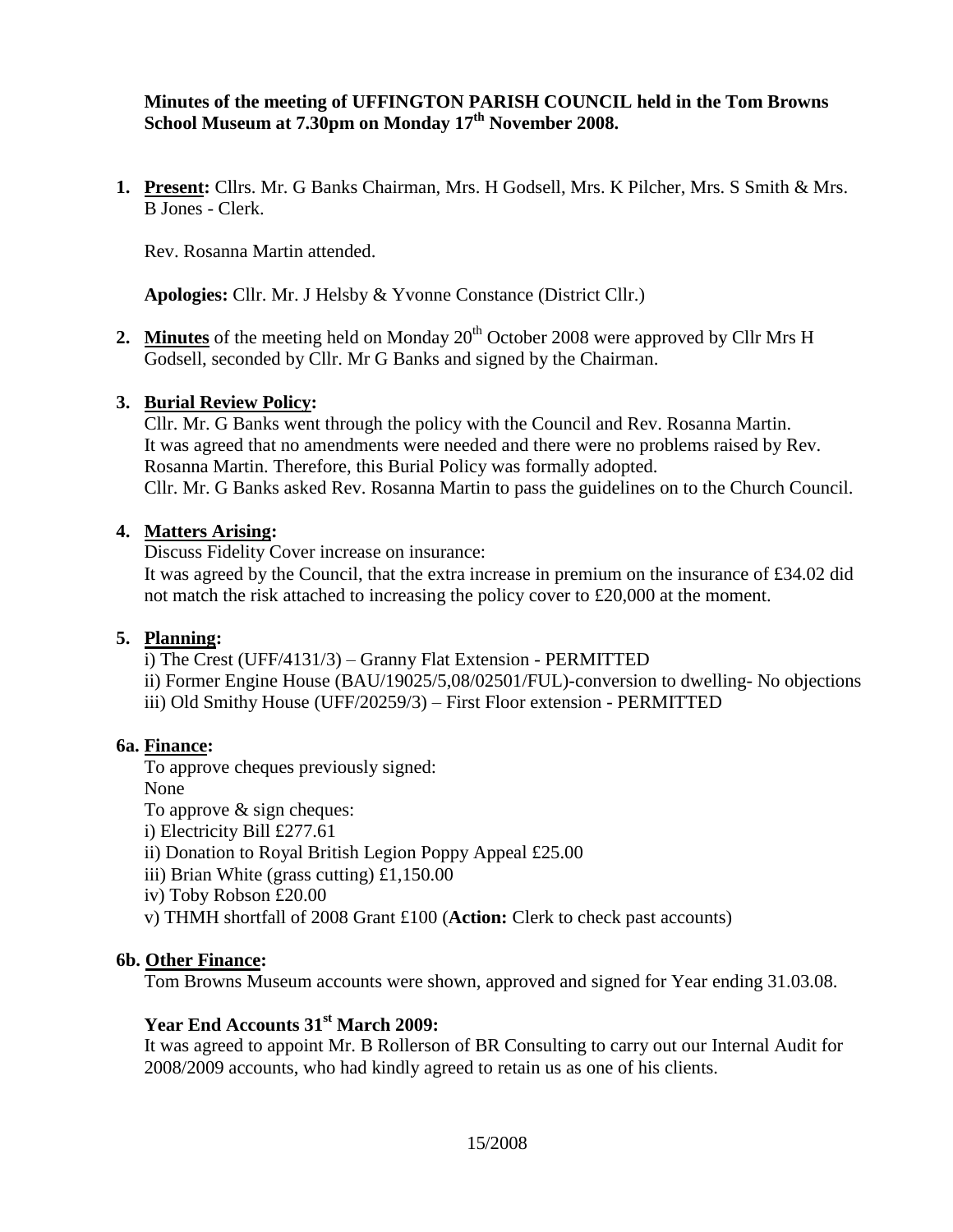**Minutes of the meeting of UFFINGTON PARISH COUNCIL held in the Tom Browns School Museum at 7.30pm on Monday 17th November 2008.**

1. **Present:** Cllrs. Mr. G Banks Chairman, Mrs. H Godsell, Mrs. K Pilcher, Mrs. S Smith & Mrs. B Jones - Clerk.

   Rev. Rosanna Martin attended.

   **Apologies:** Cllr. Mr. J Helsby & Yvonne Constance (District Cllr.)

2. **Minutes** of the meeting held on Monday 20th October 2008 were approved by Cllr Mrs H Godsell, seconded by Cllr. Mr G Banks and signed by the Chairman.

3. **Burial Review Policy:**
   Cllr. Mr. G Banks went through the policy with the Council and Rev. Rosanna Martin. It was agreed that no amendments were needed and there were no problems raised by Rev. Rosanna Martin. Therefore, this Burial Policy was formally adopted.
   Cllr. Mr. G Banks asked Rev. Rosanna Martin to pass the guidelines on to the Church Council.

4. **Matters Arising:**
   Discuss Fidelity Cover increase on insurance:
   It was agreed by the Council, that the extra increase in premium on the insurance of £34.02 did not match the risk attached to increasing the policy cover to £20,000 at the moment.

5. **Planning:**
   i) The Crest (UFF/4131/3) – Granny Flat Extension - PERMITTED
   ii) Former Engine House (BAU/19025/5,08/02501/FUL)-conversion to dwelling- No objections
   iii) Old Smithy House (UFF/20259/3) – First Floor extension - PERMITTED

**6a. Finance:**

To approve cheques previously signed:
None
To approve & sign cheques:
i) Electricity Bill £277.61
ii) Donation to Royal British Legion Poppy Appeal £25.00
iii) Brian White (grass cutting) £1,150.00
iv) Toby Robson £20.00
v) THMH shortfall of 2008 Grant £100 (**Action:** Clerk to check past accounts)

**6b. Other Finance:**

Tom Browns Museum accounts were shown, approved and signed for Year ending 31.03.08.

**Year End Accounts 31st March 2009:**

It was agreed to appoint Mr. B Rollerson of BR Consulting to carry out our Internal Audit for 2008/2009 accounts, who had kindly agreed to retain us as one of his clients.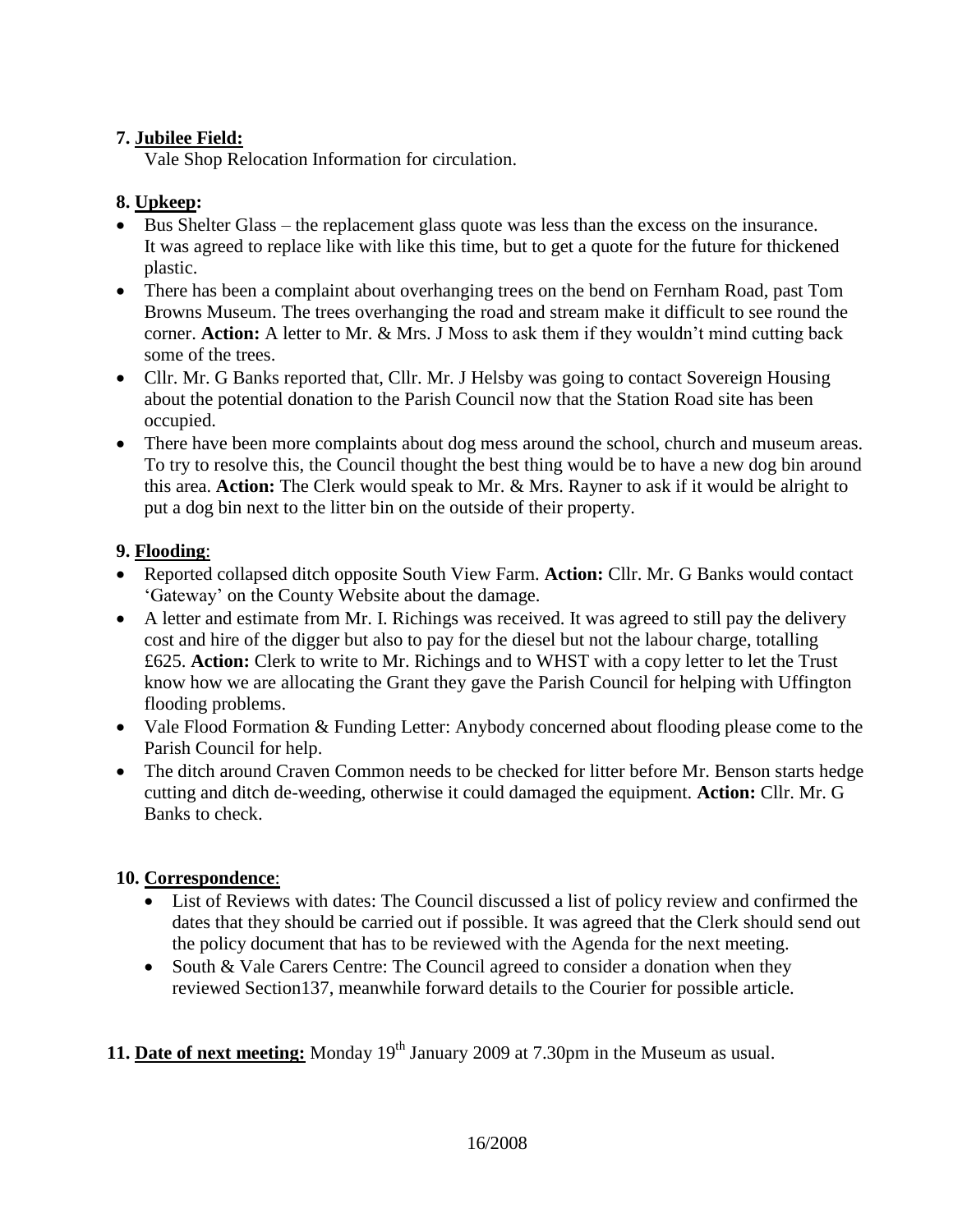**7. <u>Jubilee Field:</u>**

Vale Shop Relocation Information for circulation.

**8. <u>Upkeep</u>:**

- Bus Shelter Glass – the replacement glass quote was less than the excess on the insurance. It was agreed to replace like with like this time, but to get a quote for the future for thickened plastic.
- There has been a complaint about overhanging trees on the bend on Fernham Road, past Tom Browns Museum. The trees overhanging the road and stream make it difficult to see round the corner. **Action:** A letter to Mr. & Mrs. J Moss to ask them if they wouldn't mind cutting back some of the trees.
- Cllr. Mr. G Banks reported that, Cllr. Mr. J Helsby was going to contact Sovereign Housing about the potential donation to the Parish Council now that the Station Road site has been occupied.
- There have been more complaints about dog mess around the school, church and museum areas. To try to resolve this, the Council thought the best thing would be to have a new dog bin around this area. **Action:** The Clerk would speak to Mr. & Mrs. Rayner to ask if it would be alright to put a dog bin next to the litter bin on the outside of their property.

**9. <u>Flooding</u>:**

- Reported collapsed ditch opposite South View Farm. **Action:** Cllr. Mr. G Banks would contact 'Gateway' on the County Website about the damage.
- A letter and estimate from Mr. I. Richings was received. It was agreed to still pay the delivery cost and hire of the digger but also to pay for the diesel but not the labour charge, totalling £625. **Action:** Clerk to write to Mr. Richings and to WHST with a copy letter to let the Trust know how we are allocating the Grant they gave the Parish Council for helping with Uffington flooding problems.
- Vale Flood Formation & Funding Letter: Anybody concerned about flooding please come to the Parish Council for help.
- The ditch around Craven Common needs to be checked for litter before Mr. Benson starts hedge cutting and ditch de-weeding, otherwise it could damaged the equipment. **Action:** Cllr. Mr. G Banks to check.

**10. <u>Correspondence</u>:**

- List of Reviews with dates: The Council discussed a list of policy review and confirmed the dates that they should be carried out if possible. It was agreed that the Clerk should send out the policy document that has to be reviewed with the Agenda for the next meeting.
- South & Vale Carers Centre: The Council agreed to consider a donation when they reviewed Section137, meanwhile forward details to the Courier for possible article.

**11. <u>Date of next meeting:</u>** Monday 19th January 2009 at 7.30pm in the Museum as usual.

16/2008